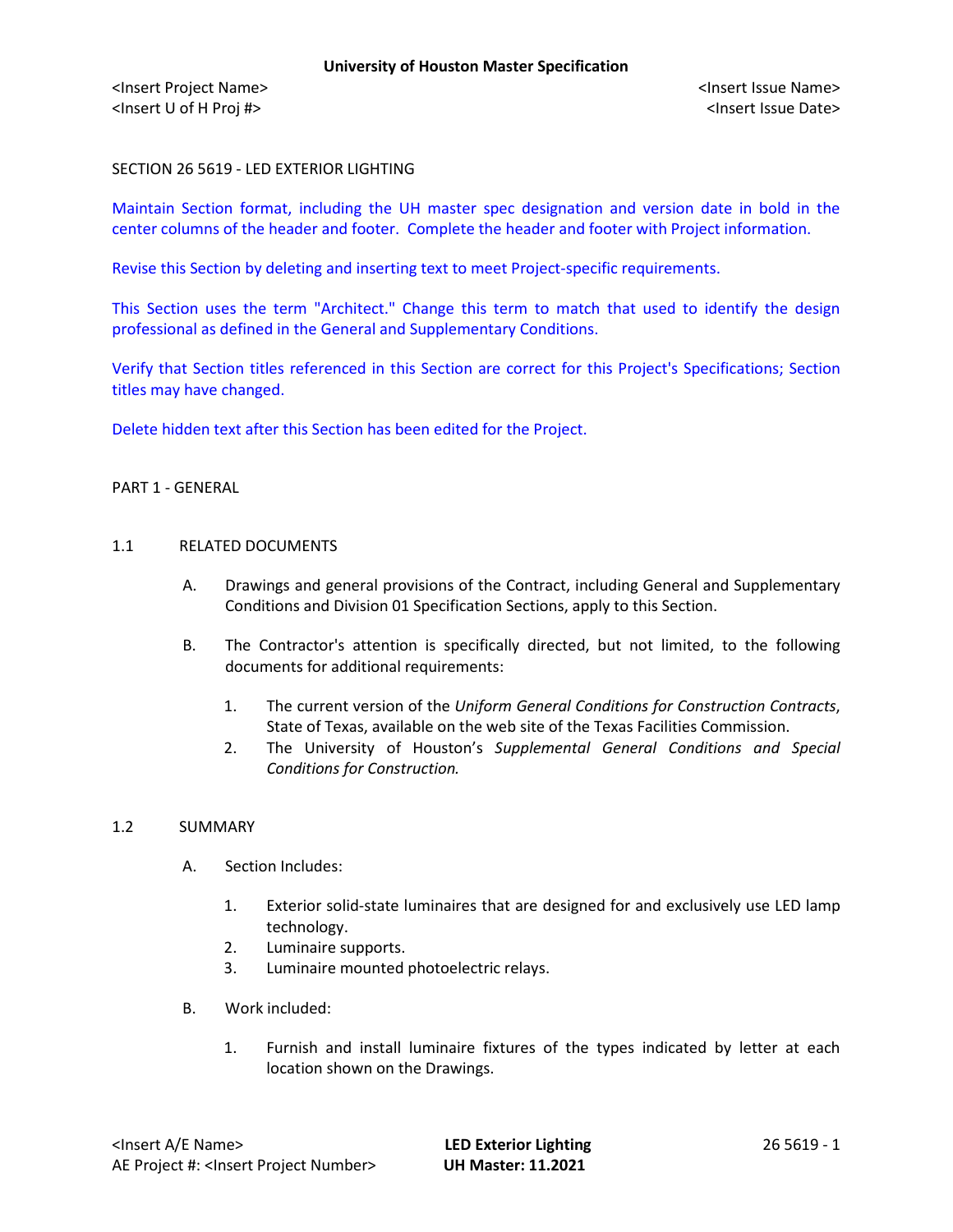# SECTION 26 5619 - LED EXTERIOR LIGHTING

Maintain Section format, including the UH master spec designation and version date in bold in the center columns of the header and footer. Complete the header and footer with Project information.

Revise this Section by deleting and inserting text to meet Project-specific requirements.

This Section uses the term "Architect." Change this term to match that used to identify the design professional as defined in the General and Supplementary Conditions.

Verify that Section titles referenced in this Section are correct for this Project's Specifications; Section titles may have changed.

Delete hidden text after this Section has been edited for the Project.

## PART 1 - GENERAL

### 1.1 RELATED DOCUMENTS

A. Drawings and general provisions of the Contract, including General and Supplementary Conditions and Division 01 Specification Sections, apply to this Section.

B. The Contractor's attention is specifically directed, but not limited, to the following documents for additional requirements:

1. The current version of the *Uniform General Conditions for Construction Contracts*, State of Texas, available on the web site of the Texas Facilities Commission.
2. The University of Houston's *Supplemental General Conditions and Special Conditions for Construction.*

### 1.2 SUMMARY

A. Section Includes:

1. Exterior solid-state luminaires that are designed for and exclusively use LED lamp technology.
2. Luminaire supports.
3. Luminaire mounted photoelectric relays.

B. Work included:

1. Furnish and install luminaire fixtures of the types indicated by letter at each location shown on the Drawings.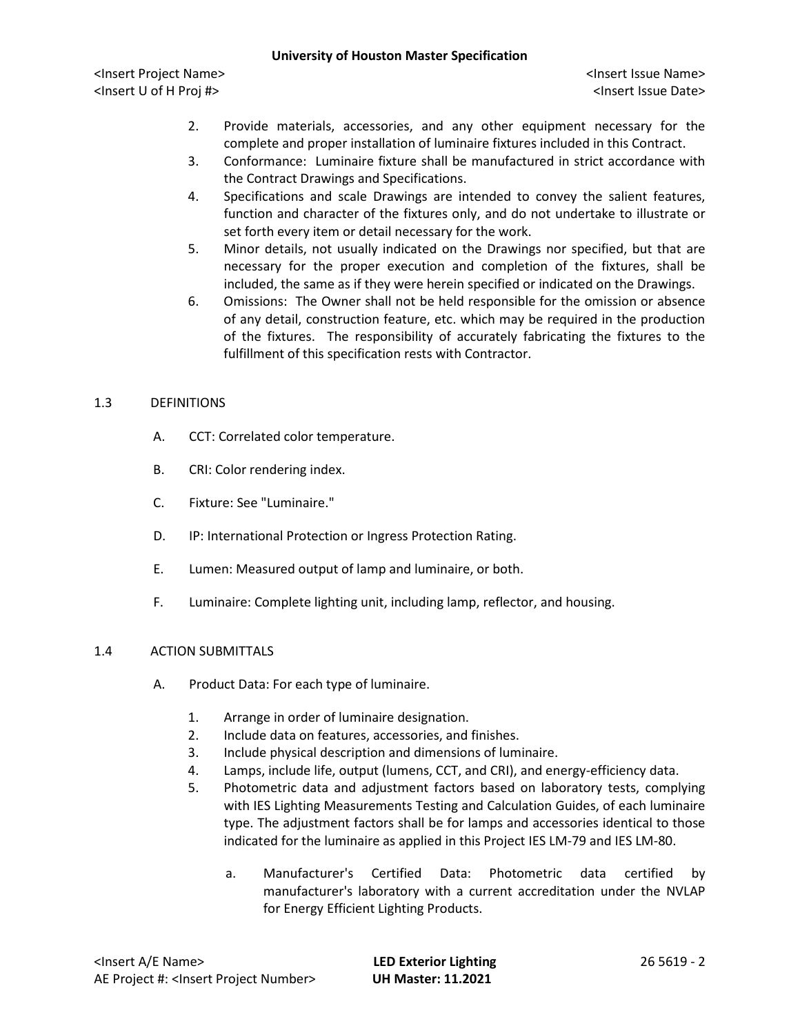2. Provide materials, accessories, and any other equipment necessary for the complete and proper installation of luminaire fixtures included in this Contract.
3. Conformance: Luminaire fixture shall be manufactured in strict accordance with the Contract Drawings and Specifications.
4. Specifications and scale Drawings are intended to convey the salient features, function and character of the fixtures only, and do not undertake to illustrate or set forth every item or detail necessary for the work.
5. Minor details, not usually indicated on the Drawings nor specified, but that are necessary for the proper execution and completion of the fixtures, shall be included, the same as if they were herein specified or indicated on the Drawings.
6. Omissions: The Owner shall not be held responsible for the omission or absence of any detail, construction feature, etc. which may be required in the production of the fixtures. The responsibility of accurately fabricating the fixtures to the fulfillment of this specification rests with Contractor.

## 1.3 DEFINITIONS

A. CCT: Correlated color temperature.

B. CRI: Color rendering index.

C. Fixture: See "Luminaire."

D. IP: International Protection or Ingress Protection Rating.

E. Lumen: Measured output of lamp and luminaire, or both.

F. Luminaire: Complete lighting unit, including lamp, reflector, and housing.

## 1.4 ACTION SUBMITTALS

A. Product Data: For each type of luminaire.

1. Arrange in order of luminaire designation.
2. Include data on features, accessories, and finishes.
3. Include physical description and dimensions of luminaire.
4. Lamps, include life, output (lumens, CCT, and CRI), and energy-efficiency data.
5. Photometric data and adjustment factors based on laboratory tests, complying with IES Lighting Measurements Testing and Calculation Guides, of each luminaire type. The adjustment factors shall be for lamps and accessories identical to those indicated for the luminaire as applied in this Project IES LM-79 and IES LM-80.

   a. Manufacturer's Certified Data: Photometric data certified by manufacturer's laboratory with a current accreditation under the NVLAP for Energy Efficient Lighting Products.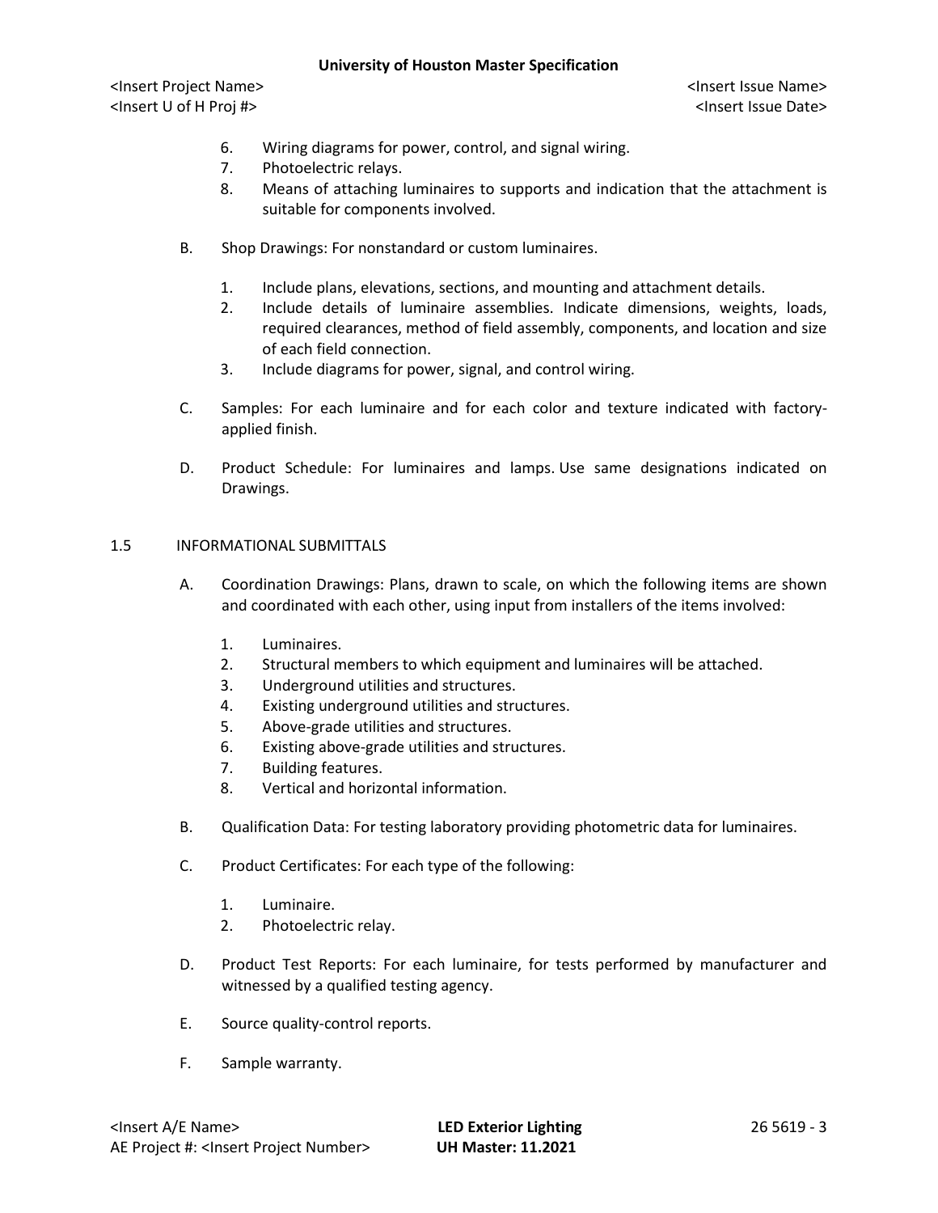6. Wiring diagrams for power, control, and signal wiring.
7. Photoelectric relays.
8. Means of attaching luminaires to supports and indication that the attachment is suitable for components involved.

B. Shop Drawings: For nonstandard or custom luminaires.

1. Include plans, elevations, sections, and mounting and attachment details.
2. Include details of luminaire assemblies. Indicate dimensions, weights, loads, required clearances, method of field assembly, components, and location and size of each field connection.
3. Include diagrams for power, signal, and control wiring.

C. Samples: For each luminaire and for each color and texture indicated with factory-applied finish.

D. Product Schedule: For luminaires and lamps. Use same designations indicated on Drawings.

## 1.5 INFORMATIONAL SUBMITTALS

A. Coordination Drawings: Plans, drawn to scale, on which the following items are shown and coordinated with each other, using input from installers of the items involved:

1. Luminaires.
2. Structural members to which equipment and luminaires will be attached.
3. Underground utilities and structures.
4. Existing underground utilities and structures.
5. Above-grade utilities and structures.
6. Existing above-grade utilities and structures.
7. Building features.
8. Vertical and horizontal information.

B. Qualification Data: For testing laboratory providing photometric data for luminaires.

C. Product Certificates: For each type of the following:

1. Luminaire.
2. Photoelectric relay.

D. Product Test Reports: For each luminaire, for tests performed by manufacturer and witnessed by a qualified testing agency.

E. Source quality-control reports.

F. Sample warranty.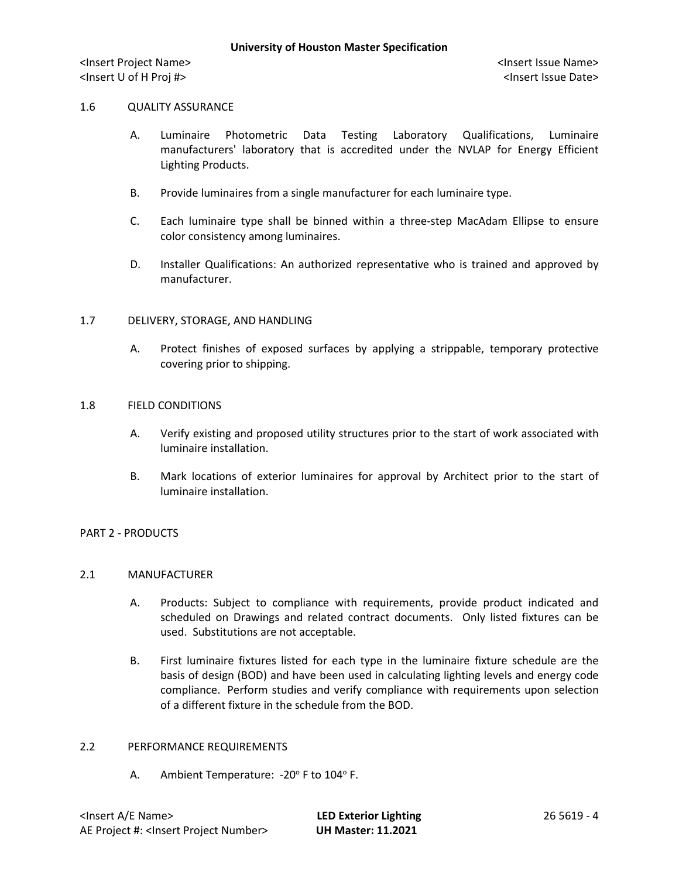## 1.6 QUALITY ASSURANCE

A. Luminaire Photometric Data Testing Laboratory Qualifications, Luminaire manufacturers' laboratory that is accredited under the NVLAP for Energy Efficient Lighting Products.

B. Provide luminaires from a single manufacturer for each luminaire type.

C. Each luminaire type shall be binned within a three-step MacAdam Ellipse to ensure color consistency among luminaires.

D. Installer Qualifications: An authorized representative who is trained and approved by manufacturer.

## 1.7 DELIVERY, STORAGE, AND HANDLING

A. Protect finishes of exposed surfaces by applying a strippable, temporary protective covering prior to shipping.

## 1.8 FIELD CONDITIONS

A. Verify existing and proposed utility structures prior to the start of work associated with luminaire installation.

B. Mark locations of exterior luminaires for approval by Architect prior to the start of luminaire installation.

# PART 2 - PRODUCTS

## 2.1 MANUFACTURER

A. Products: Subject to compliance with requirements, provide product indicated and scheduled on Drawings and related contract documents. Only listed fixtures can be used. Substitutions are not acceptable.

B. First luminaire fixtures listed for each type in the luminaire fixture schedule are the basis of design (BOD) and have been used in calculating lighting levels and energy code compliance. Perform studies and verify compliance with requirements upon selection of a different fixture in the schedule from the BOD.

## 2.2 PERFORMANCE REQUIREMENTS

A. Ambient Temperature: -20° F to 104° F.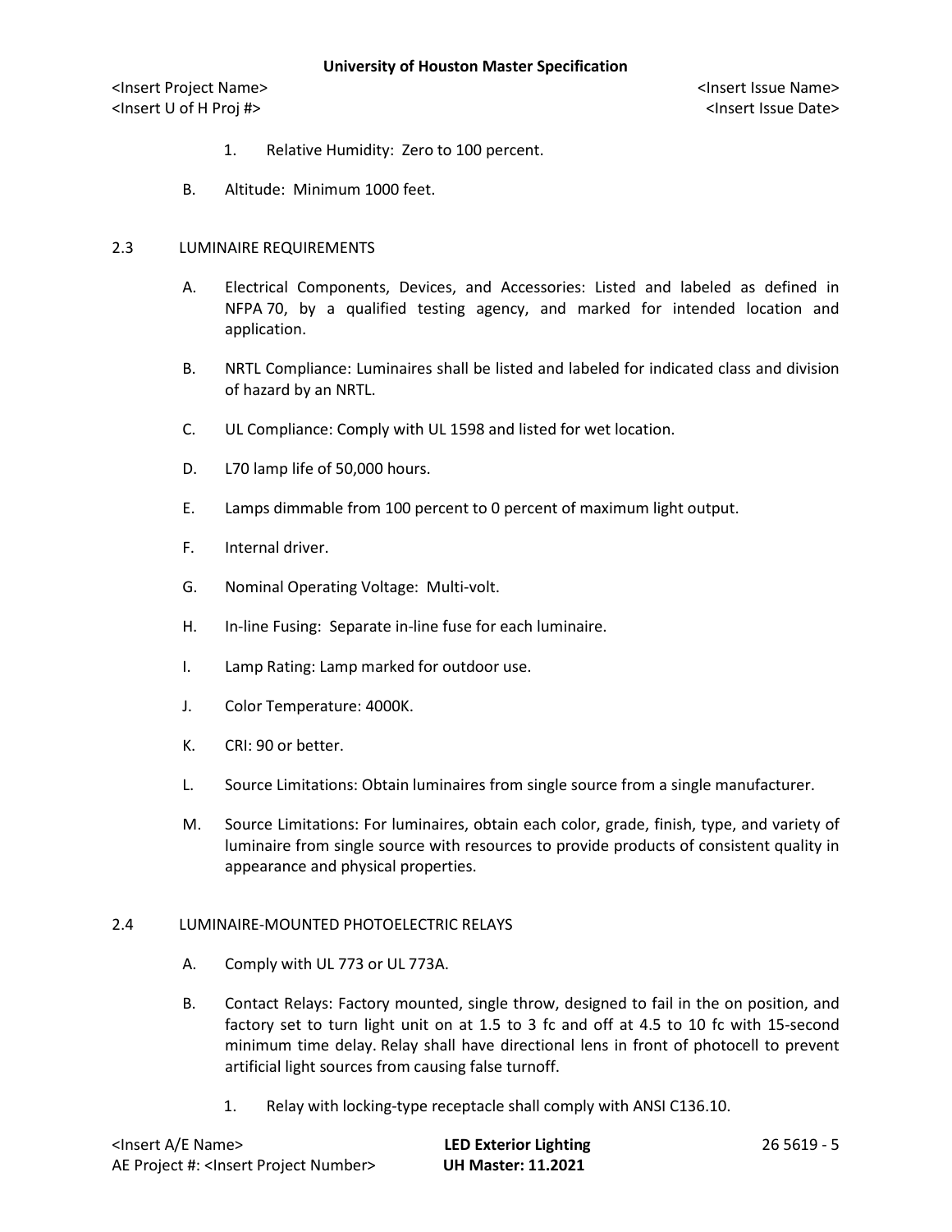1. Relative Humidity: Zero to 100 percent.

B. Altitude: Minimum 1000 feet.

## 2.3 LUMINAIRE REQUIREMENTS

A. Electrical Components, Devices, and Accessories: Listed and labeled as defined in NFPA 70, by a qualified testing agency, and marked for intended location and application.

B. NRTL Compliance: Luminaires shall be listed and labeled for indicated class and division of hazard by an NRTL.

C. UL Compliance: Comply with UL 1598 and listed for wet location.

D. L70 lamp life of 50,000 hours.

E. Lamps dimmable from 100 percent to 0 percent of maximum light output.

F. Internal driver.

G. Nominal Operating Voltage: Multi-volt.

H. In-line Fusing: Separate in-line fuse for each luminaire.

I. Lamp Rating: Lamp marked for outdoor use.

J. Color Temperature: 4000K.

K. CRI: 90 or better.

L. Source Limitations: Obtain luminaires from single source from a single manufacturer.

M. Source Limitations: For luminaires, obtain each color, grade, finish, type, and variety of luminaire from single source with resources to provide products of consistent quality in appearance and physical properties.

## 2.4 LUMINAIRE-MOUNTED PHOTOELECTRIC RELAYS

A. Comply with UL 773 or UL 773A.

B. Contact Relays: Factory mounted, single throw, designed to fail in the on position, and factory set to turn light unit on at 1.5 to 3 fc and off at 4.5 to 10 fc with 15-second minimum time delay. Relay shall have directional lens in front of photocell to prevent artificial light sources from causing false turnoff.

   1. Relay with locking-type receptacle shall comply with ANSI C136.10.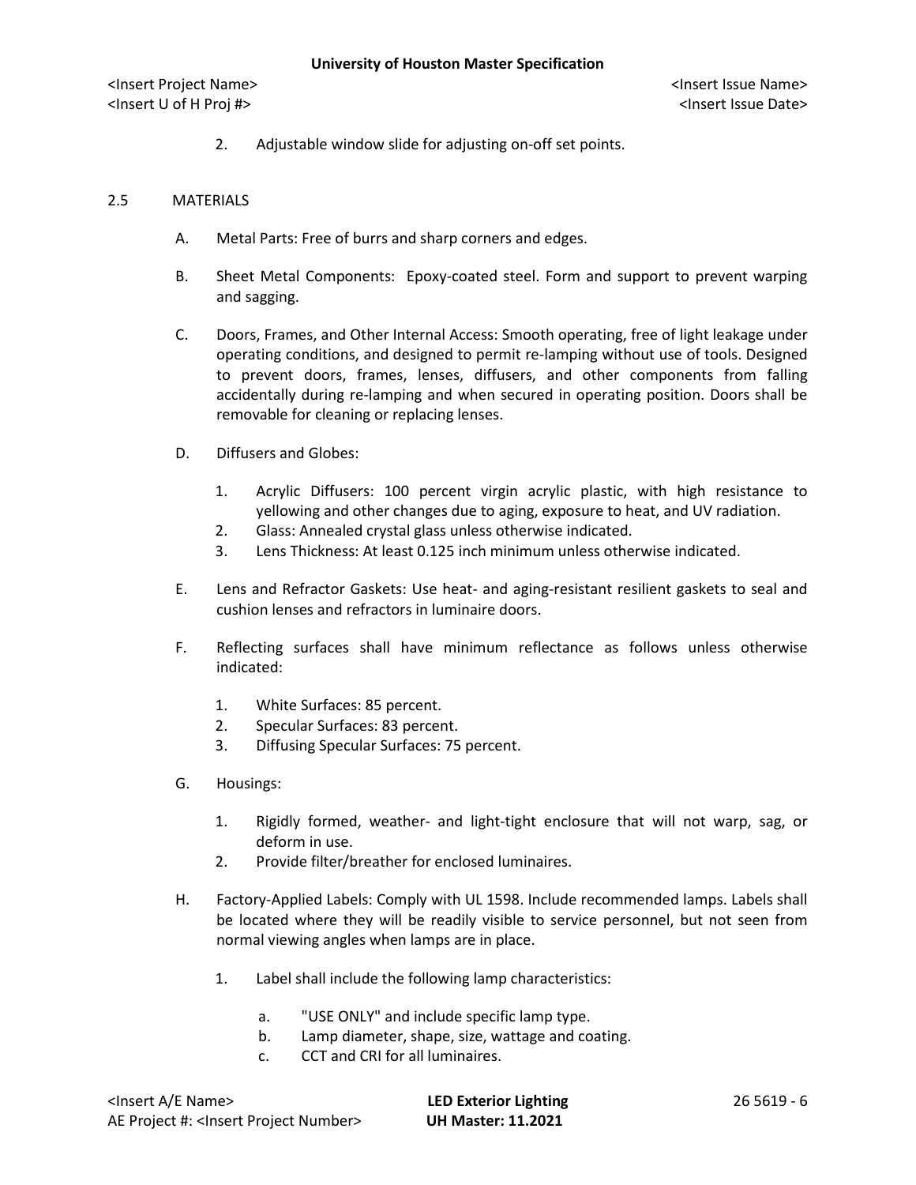2. Adjustable window slide for adjusting on-off set points.

## 2.5 MATERIALS

A. Metal Parts: Free of burrs and sharp corners and edges.

B. Sheet Metal Components: Epoxy-coated steel. Form and support to prevent warping and sagging.

C. Doors, Frames, and Other Internal Access: Smooth operating, free of light leakage under operating conditions, and designed to permit re-lamping without use of tools. Designed to prevent doors, frames, lenses, diffusers, and other components from falling accidentally during re-lamping and when secured in operating position. Doors shall be removable for cleaning or replacing lenses.

D. Diffusers and Globes:

1. Acrylic Diffusers: 100 percent virgin acrylic plastic, with high resistance to yellowing and other changes due to aging, exposure to heat, and UV radiation.
2. Glass: Annealed crystal glass unless otherwise indicated.
3. Lens Thickness: At least 0.125 inch minimum unless otherwise indicated.

E. Lens and Refractor Gaskets: Use heat- and aging-resistant resilient gaskets to seal and cushion lenses and refractors in luminaire doors.

F. Reflecting surfaces shall have minimum reflectance as follows unless otherwise indicated:

1. White Surfaces: 85 percent.
2. Specular Surfaces: 83 percent.
3. Diffusing Specular Surfaces: 75 percent.

G. Housings:

1. Rigidly formed, weather- and light-tight enclosure that will not warp, sag, or deform in use.
2. Provide filter/breather for enclosed luminaires.

H. Factory-Applied Labels: Comply with UL 1598. Include recommended lamps. Labels shall be located where they will be readily visible to service personnel, but not seen from normal viewing angles when lamps are in place.

1. Label shall include the following lamp characteristics:

   a. "USE ONLY" and include specific lamp type.
   b. Lamp diameter, shape, size, wattage and coating.
   c. CCT and CRI for all luminaires.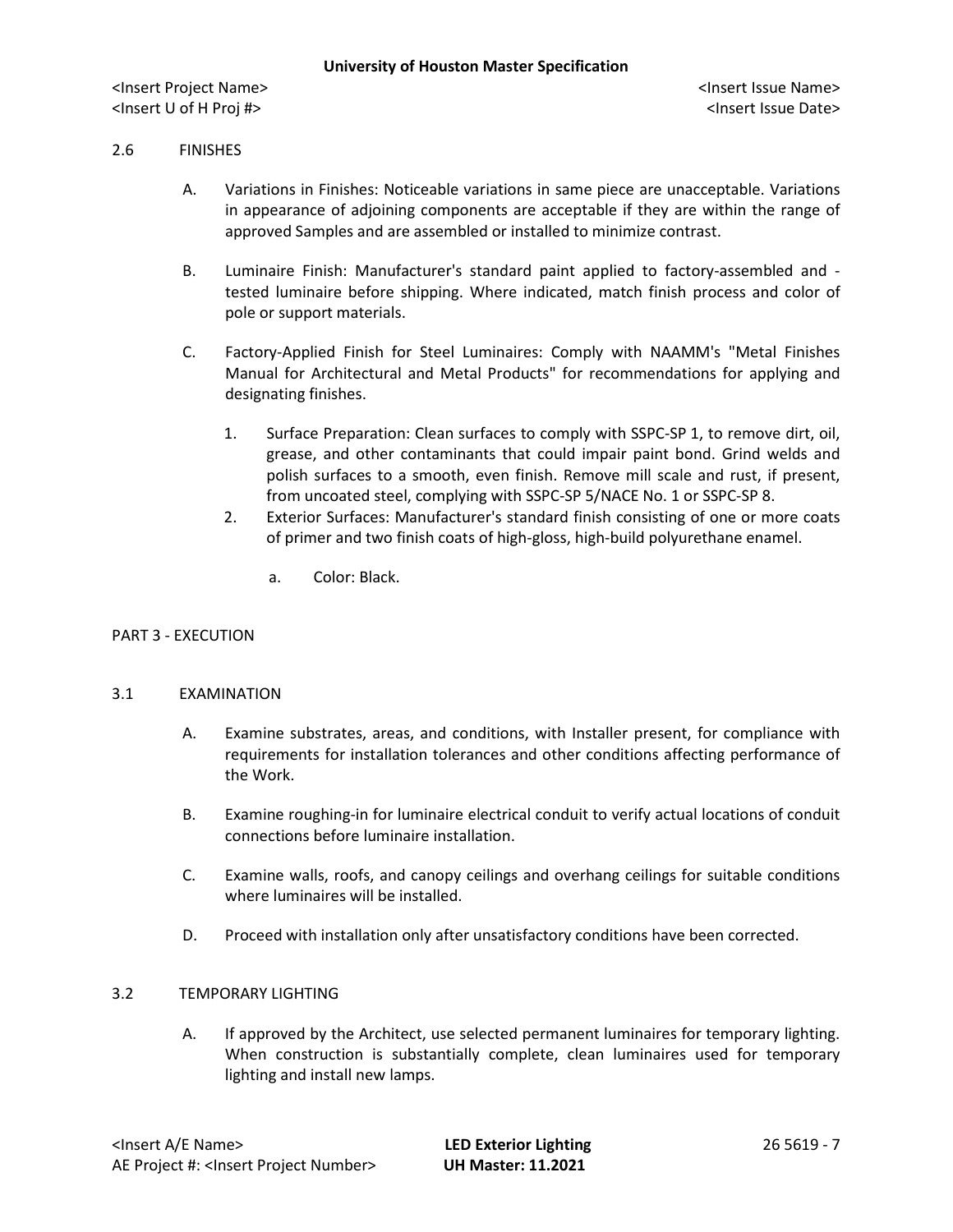## 2.6 FINISHES

A. Variations in Finishes: Noticeable variations in same piece are unacceptable. Variations in appearance of adjoining components are acceptable if they are within the range of approved Samples and are assembled or installed to minimize contrast.

B. Luminaire Finish: Manufacturer's standard paint applied to factory-assembled and -tested luminaire before shipping. Where indicated, match finish process and color of pole or support materials.

C. Factory-Applied Finish for Steel Luminaires: Comply with NAAMM's "Metal Finishes Manual for Architectural and Metal Products" for recommendations for applying and designating finishes.

1. Surface Preparation: Clean surfaces to comply with SSPC-SP 1, to remove dirt, oil, grease, and other contaminants that could impair paint bond. Grind welds and polish surfaces to a smooth, even finish. Remove mill scale and rust, if present, from uncoated steel, complying with SSPC-SP 5/NACE No. 1 or SSPC-SP 8.
2. Exterior Surfaces: Manufacturer's standard finish consisting of one or more coats of primer and two finish coats of high-gloss, high-build polyurethane enamel.
   a. Color: Black.

# PART 3 - EXECUTION

## 3.1 EXAMINATION

A. Examine substrates, areas, and conditions, with Installer present, for compliance with requirements for installation tolerances and other conditions affecting performance of the Work.

B. Examine roughing-in for luminaire electrical conduit to verify actual locations of conduit connections before luminaire installation.

C. Examine walls, roofs, and canopy ceilings and overhang ceilings for suitable conditions where luminaires will be installed.

D. Proceed with installation only after unsatisfactory conditions have been corrected.

## 3.2 TEMPORARY LIGHTING

A. If approved by the Architect, use selected permanent luminaires for temporary lighting. When construction is substantially complete, clean luminaires used for temporary lighting and install new lamps.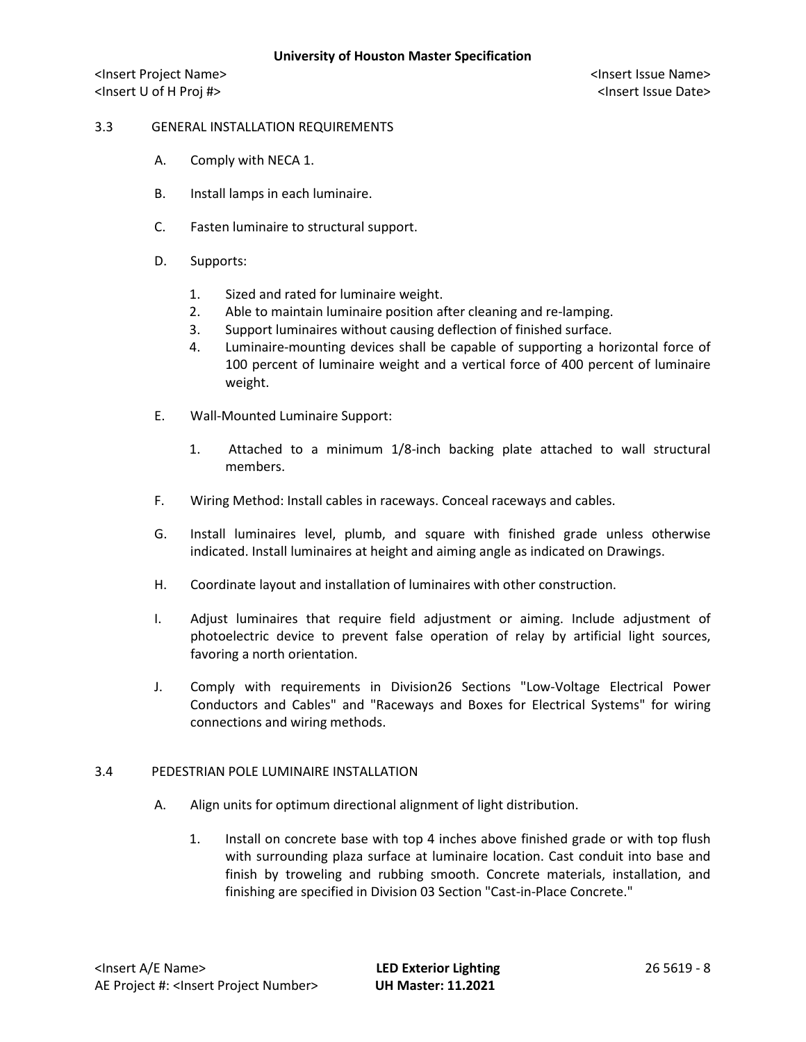## 3.3 GENERAL INSTALLATION REQUIREMENTS

A. Comply with NECA 1.

B. Install lamps in each luminaire.

C. Fasten luminaire to structural support.

D. Supports:

   1. Sized and rated for luminaire weight.
   2. Able to maintain luminaire position after cleaning and re-lamping.
   3. Support luminaires without causing deflection of finished surface.
   4. Luminaire-mounting devices shall be capable of supporting a horizontal force of 100 percent of luminaire weight and a vertical force of 400 percent of luminaire weight.

E. Wall-Mounted Luminaire Support:

   1. Attached to a minimum 1/8-inch backing plate attached to wall structural members.

F. Wiring Method: Install cables in raceways. Conceal raceways and cables.

G. Install luminaires level, plumb, and square with finished grade unless otherwise indicated. Install luminaires at height and aiming angle as indicated on Drawings.

H. Coordinate layout and installation of luminaires with other construction.

I. Adjust luminaires that require field adjustment or aiming. Include adjustment of photoelectric device to prevent false operation of relay by artificial light sources, favoring a north orientation.

J. Comply with requirements in Division26 Sections "Low-Voltage Electrical Power Conductors and Cables" and "Raceways and Boxes for Electrical Systems" for wiring connections and wiring methods.

## 3.4 PEDESTRIAN POLE LUMINAIRE INSTALLATION

A. Align units for optimum directional alignment of light distribution.

   1. Install on concrete base with top 4 inches above finished grade or with top flush with surrounding plaza surface at luminaire location. Cast conduit into base and finish by troweling and rubbing smooth. Concrete materials, installation, and finishing are specified in Division 03 Section "Cast-in-Place Concrete."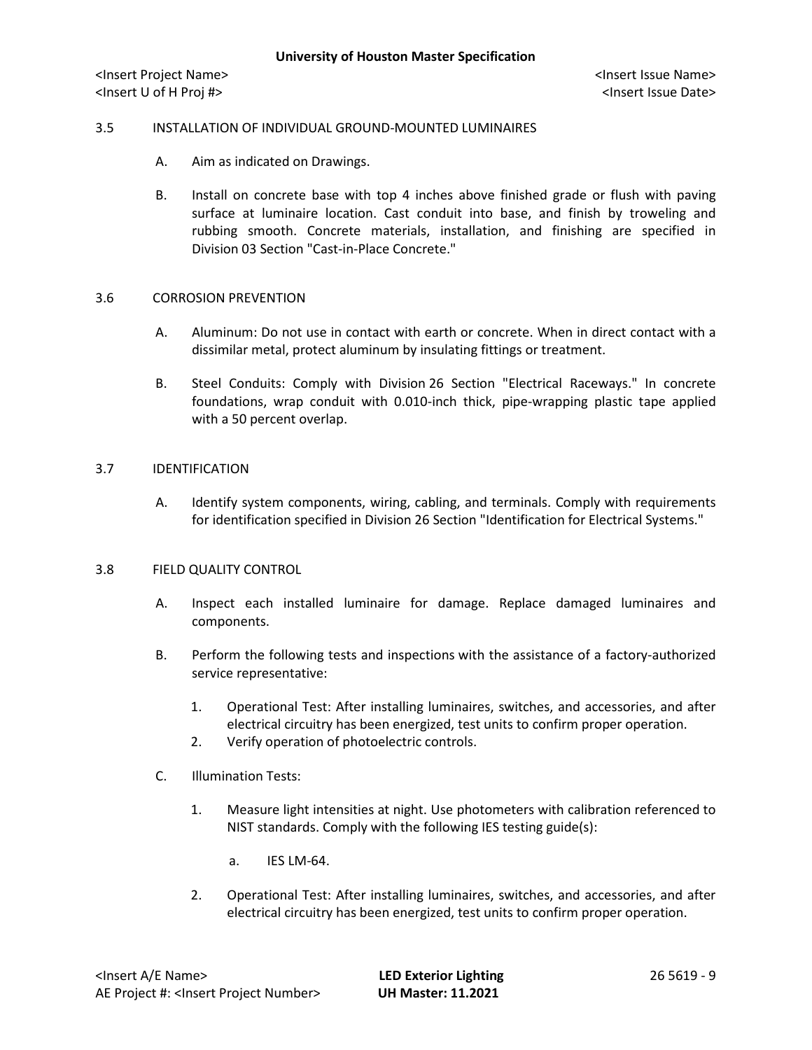## 3.5 INSTALLATION OF INDIVIDUAL GROUND-MOUNTED LUMINAIRES

A. Aim as indicated on Drawings.

B. Install on concrete base with top 4 inches above finished grade or flush with paving surface at luminaire location. Cast conduit into base, and finish by troweling and rubbing smooth. Concrete materials, installation, and finishing are specified in Division 03 Section "Cast-in-Place Concrete."

## 3.6 CORROSION PREVENTION

A. Aluminum: Do not use in contact with earth or concrete. When in direct contact with a dissimilar metal, protect aluminum by insulating fittings or treatment.

B. Steel Conduits: Comply with Division 26 Section "Electrical Raceways." In concrete foundations, wrap conduit with 0.010-inch thick, pipe-wrapping plastic tape applied with a 50 percent overlap.

## 3.7 IDENTIFICATION

A. Identify system components, wiring, cabling, and terminals. Comply with requirements for identification specified in Division 26 Section "Identification for Electrical Systems."

## 3.8 FIELD QUALITY CONTROL

A. Inspect each installed luminaire for damage. Replace damaged luminaires and components.

B. Perform the following tests and inspections with the assistance of a factory-authorized service representative:

1. Operational Test: After installing luminaires, switches, and accessories, and after electrical circuitry has been energized, test units to confirm proper operation.
2. Verify operation of photoelectric controls.

C. Illumination Tests:

1. Measure light intensities at night. Use photometers with calibration referenced to NIST standards. Comply with the following IES testing guide(s):

   a. IES LM-64.

2. Operational Test: After installing luminaires, switches, and accessories, and after electrical circuitry has been energized, test units to confirm proper operation.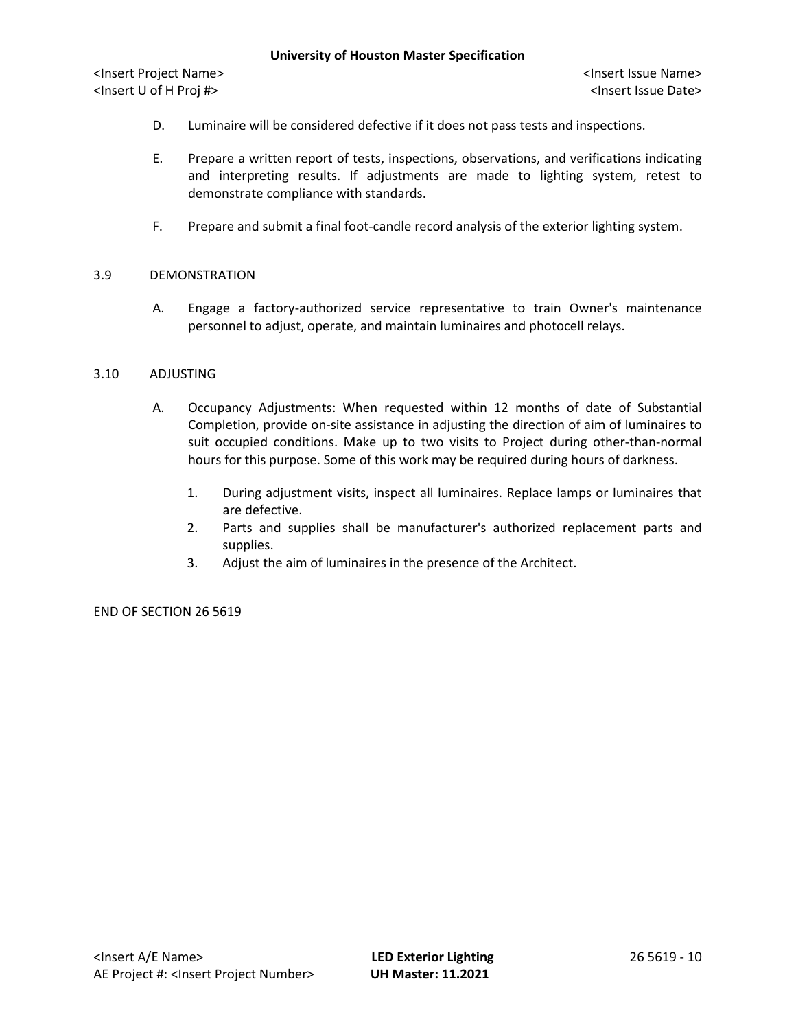D. Luminaire will be considered defective if it does not pass tests and inspections.

E. Prepare a written report of tests, inspections, observations, and verifications indicating and interpreting results. If adjustments are made to lighting system, retest to demonstrate compliance with standards.

F. Prepare and submit a final foot-candle record analysis of the exterior lighting system.

## 3.9 DEMONSTRATION

A. Engage a factory-authorized service representative to train Owner's maintenance personnel to adjust, operate, and maintain luminaires and photocell relays.

## 3.10 ADJUSTING

A. Occupancy Adjustments: When requested within 12 months of date of Substantial Completion, provide on-site assistance in adjusting the direction of aim of luminaires to suit occupied conditions. Make up to two visits to Project during other-than-normal hours for this purpose. Some of this work may be required during hours of darkness.

1. During adjustment visits, inspect all luminaires. Replace lamps or luminaires that are defective.
2. Parts and supplies shall be manufacturer's authorized replacement parts and supplies.
3. Adjust the aim of luminaires in the presence of the Architect.

END OF SECTION 26 5619